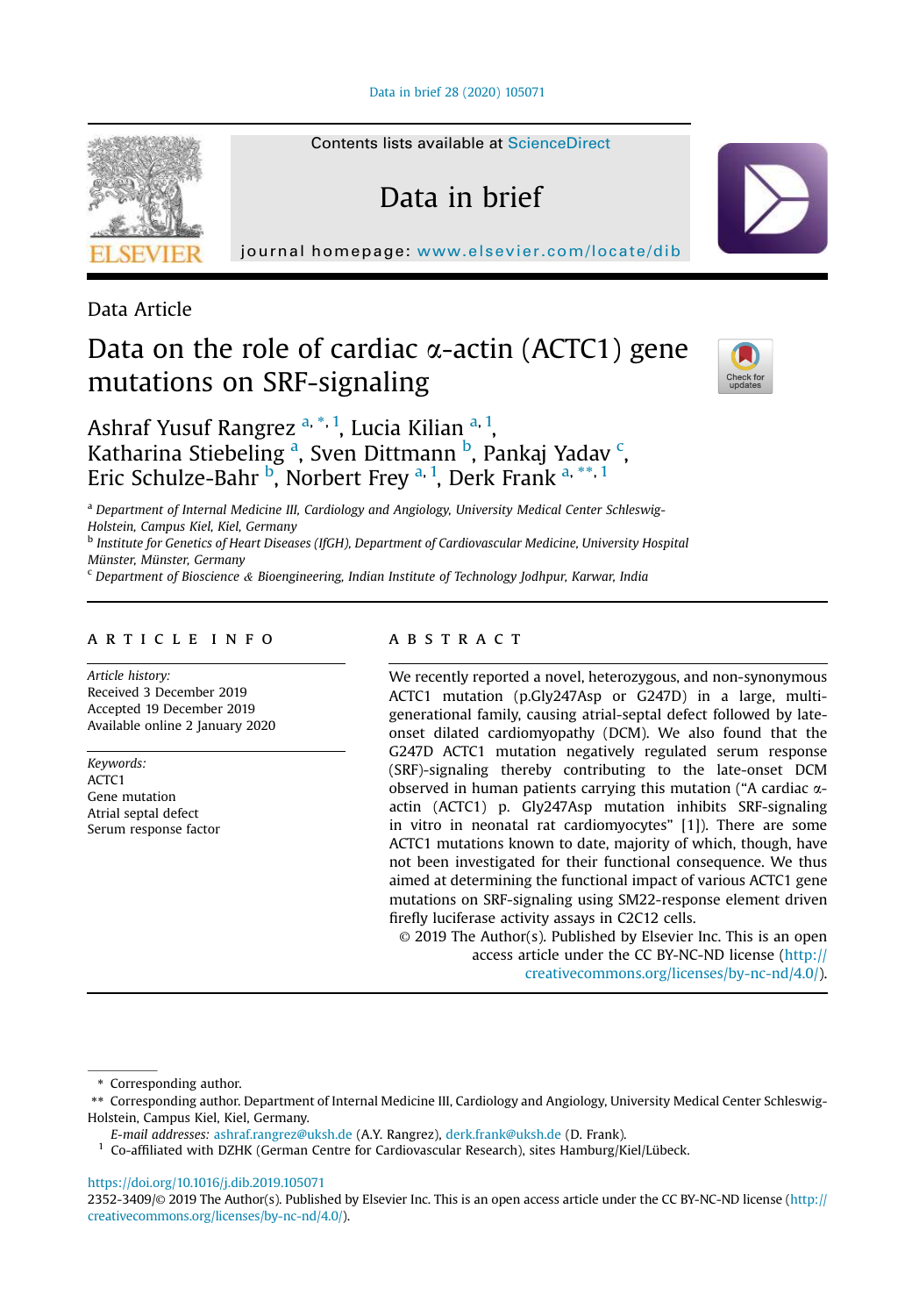Data Article

# Data on the role of cardiac α-actin (ACTC1) gene mutations on SRF-signaling

Ashraf Yusuf Rangrez [a, *, 1], Lucia Kilian [a, 1], Katharina Stiebeling [a], Sven Dittmann [b], Pankaj Yadav [c], Eric Schulze-Bahr [b], Norbert Frey [a, 1], Derk Frank [a, **, 1]

[a] *Department of Internal Medicine III, Cardiology and Angiology, University Medical Center Schleswig-Holstein, Campus Kiel, Kiel, Germany*

[b] *Institute for Genetics of Heart Diseases (IfGH), Department of Cardiovascular Medicine, University Hospital Münster, Münster, Germany*

[c] *Department of Bioscience & Bioengineering, Indian Institute of Technology Jodhpur, Karwar, India*

## ARTICLE INFO

*Article history:*
Received 3 December 2019
Accepted 19 December 2019
Available online 2 January 2020

*Keywords:*
ACTC1
Gene mutation
Atrial septal defect
Serum response factor

## ABSTRACT

We recently reported a novel, heterozygous, and non-synonymous ACTC1 mutation (p.Gly247Asp or G247D) in a large, multi-generational family, causing atrial-septal defect followed by late-onset dilated cardiomyopathy (DCM). We also found that the G247D ACTC1 mutation negatively regulated serum response (SRF)-signaling thereby contributing to the late-onset DCM observed in human patients carrying this mutation ("A cardiac α-actin (ACTC1) p. Gly247Asp mutation inhibits SRF-signaling in vitro in neonatal rat cardiomyocytes" [1]). There are some ACTC1 mutations known to date, majority of which, though, have not been investigated for their functional consequence. We thus aimed at determining the functional impact of various ACTC1 gene mutations on SRF-signaling using SM22-response element driven firefly luciferase activity assays in C2C12 cells.

© 2019 The Author(s). Published by Elsevier Inc. This is an open access article under the CC BY-NC-ND license (http://creativecommons.org/licenses/by-nc-nd/4.0/).

---

\* Corresponding author.

\*\* Corresponding author. Department of Internal Medicine III, Cardiology and Angiology, University Medical Center Schleswig-Holstein, Campus Kiel, Kiel, Germany.

*E-mail addresses:* ashraf.rangrez@uksh.de (A.Y. Rangrez), derk.frank@uksh.de (D. Frank).

[1] Co-affiliated with DZHK (German Centre for Cardiovascular Research), sites Hamburg/Kiel/Lübeck.

https://doi.org/10.1016/j.dib.2019.105071

2352-3409/© 2019 The Author(s). Published by Elsevier Inc. This is an open access article under the CC BY-NC-ND license (http://creativecommons.org/licenses/by-nc-nd/4.0/).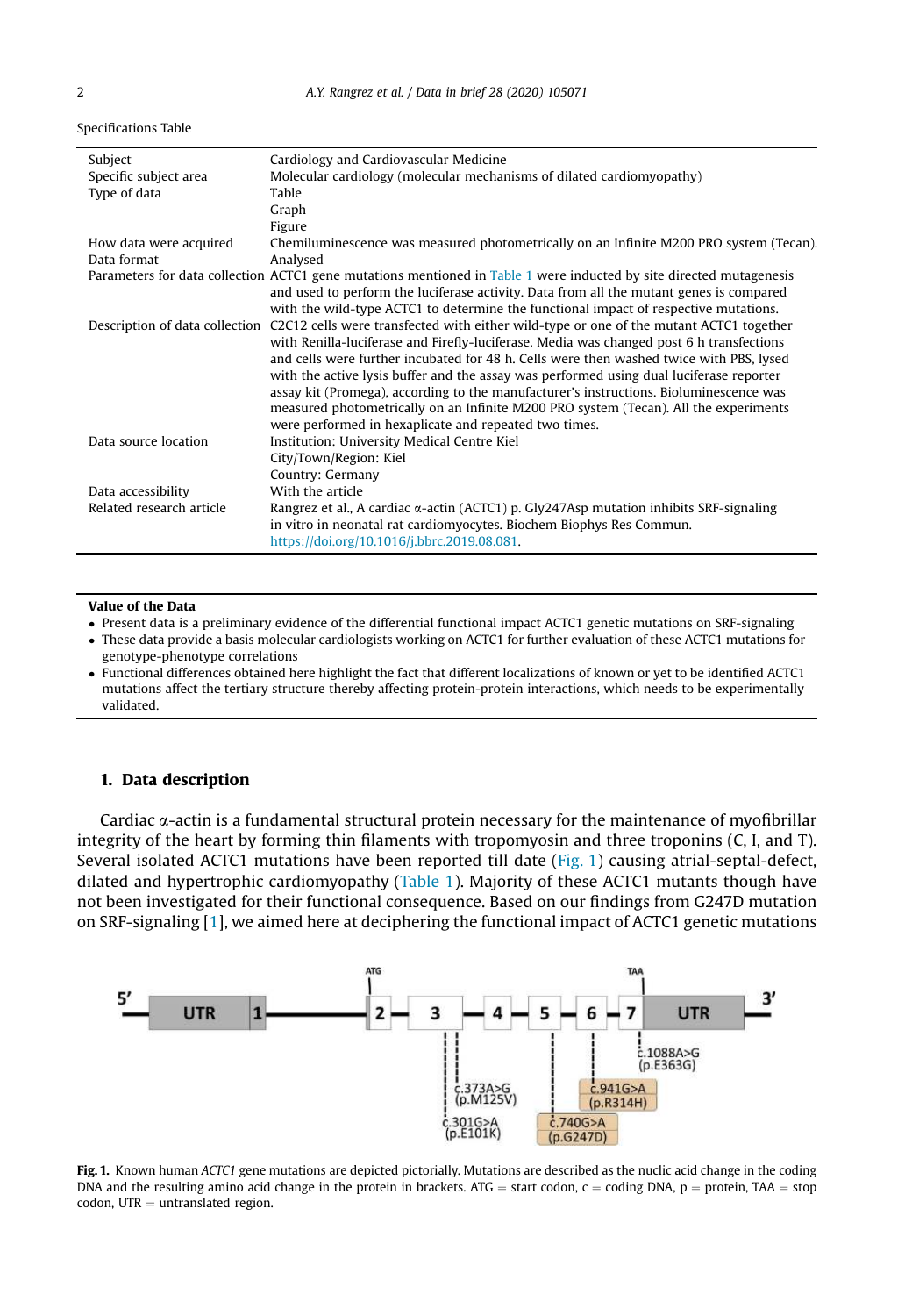Specifications Table

| | |
|---|---|
| Subject | Cardiology and Cardiovascular Medicine |
| Specific subject area | Molecular cardiology (molecular mechanisms of dilated cardiomyopathy) |
| Type of data | Table<br>Graph<br>Figure |
| How data were acquired | Chemiluminescence was measured photometrically on an Infinite M200 PRO system (Tecan). |
| Data format | Analysed |
| Parameters for data collection | ACTC1 gene mutations mentioned in Table 1 were inducted by site directed mutagenesis and used to perform the luciferase activity. Data from all the mutant genes is compared with the wild-type ACTC1 to determine the functional impact of respective mutations. |
| Description of data collection | C2C12 cells were transfected with either wild-type or one of the mutant ACTC1 together with Renilla-luciferase and Firefly-luciferase. Media was changed post 6 h transfections and cells were further incubated for 48 h. Cells were then washed twice with PBS, lysed with the active lysis buffer and the assay was performed using dual luciferase reporter assay kit (Promega), according to the manufacturer's instructions. Bioluminescence was measured photometrically on an Infinite M200 PRO system (Tecan). All the experiments were performed in hexaplicate and repeated two times. |
| Data source location | Institution: University Medical Centre Kiel<br>City/Town/Region: Kiel<br>Country: Germany |
| Data accessibility | With the article |
| Related research article | Rangrez et al., A cardiac α-actin (ACTC1) p. Gly247Asp mutation inhibits SRF-signaling in vitro in neonatal rat cardiomyocytes. Biochem Biophys Res Commun. https://doi.org/10.1016/j.bbrc.2019.08.081. |

**Value of the Data**

- Present data is a preliminary evidence of the differential functional impact ACTC1 genetic mutations on SRF-signaling
- These data provide a basis molecular cardiologists working on ACTC1 for further evaluation of these ACTC1 mutations for genotype-phenotype correlations
- Functional differences obtained here highlight the fact that different localizations of known or yet to be identified ACTC1 mutations affect the tertiary structure thereby affecting protein-protein interactions, which needs to be experimentally validated.

## 1. Data description

Cardiac α-actin is a fundamental structural protein necessary for the maintenance of myofibrillar integrity of the heart by forming thin filaments with tropomyosin and three troponins (C, I, and T). Several isolated ACTC1 mutations have been reported till date (Fig. 1) causing atrial-septal-defect, dilated and hypertrophic cardiomyopathy (Table 1). Majority of these ACTC1 mutants though have not been investigated for their functional consequence. Based on our findings from G247D mutation on SRF-signaling [1], we aimed here at deciphering the functional impact of ACTC1 genetic mutations

**Fig. 1.** Known human *ACTC1* gene mutations are depicted pictorially. Mutations are described as the nuclic acid change in the coding DNA and the resulting amino acid change in the protein in brackets. ATG = start codon, c = coding DNA, p = protein, TAA = stop codon, UTR = untranslated region.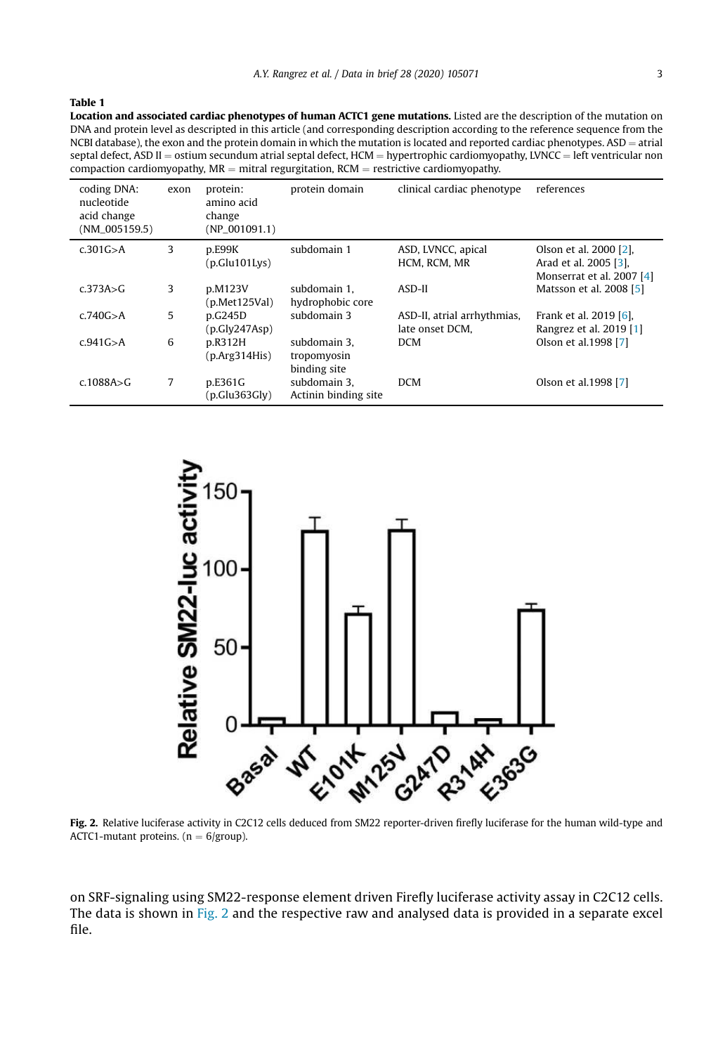**Table 1**

**Location and associated cardiac phenotypes of human ACTC1 gene mutations.** Listed are the description of the mutation on DNA and protein level as descripted in this article (and corresponding description according to the reference sequence from the NCBI database), the exon and the protein domain in which the mutation is located and reported cardiac phenotypes. ASD = atrial septal defect, ASD II = ostium secundum atrial septal defect, HCM = hypertrophic cardiomyopathy, LVNCC = left ventricular non compaction cardiomyopathy, MR = mitral regurgitation, RCM = restrictive cardiomyopathy.

| coding DNA: nucleotide acid change (NM_005159.5) | exon | protein: amino acid change (NP_001091.1) | protein domain | clinical cardiac phenotype | references |
|---|---|---|---|---|---|
| c.301G>A | 3 | p.E99K (p.Glu101Lys) | subdomain 1 | ASD, LVNCC, apical HCM, RCM, MR | Olson et al. 2000 [2], Arad et al. 2005 [3], Monserrat et al. 2007 [4] |
| c.373A>G | 3 | p.M123V (p.Met125Val) | subdomain 1, hydrophobic core | ASD-II | Matsson et al. 2008 [5] |
| c.740G>A | 5 | p.G245D (p.Gly247Asp) | subdomain 3 | ASD-II, atrial arrhythmias, late onset DCM, | Frank et al. 2019 [6], Rangrez et al. 2019 [1] |
| c.941G>A | 6 | p.R312H (p.Arg314His) | subdomain 3, tropomyosin binding site | DCM | Olson et al.1998 [7] |
| c.1088A>G | 7 | p.E361G (p.Glu363Gly) | subdomain 3, Actinin binding site | DCM | Olson et al.1998 [7] |

**Fig. 2.** Relative luciferase activity in C2C12 cells deduced from SM22 reporter-driven firefly luciferase for the human wild-type and ACTC1-mutant proteins. (n = 6/group).

on SRF-signaling using SM22-response element driven Firefly luciferase activity assay in C2C12 cells. The data is shown in Fig. 2 and the respective raw and analysed data is provided in a separate excel file.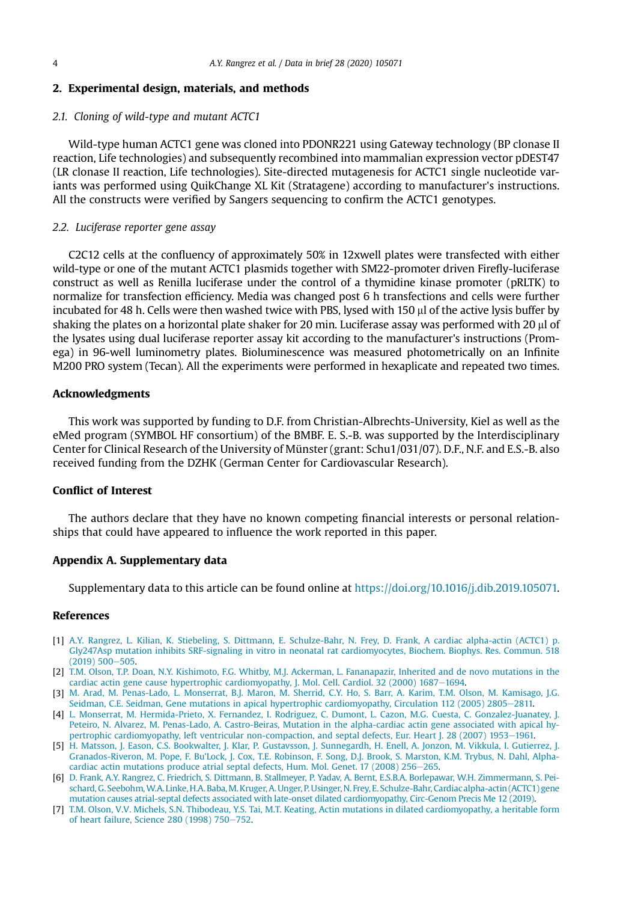## 2. Experimental design, materials, and methods

### 2.1. Cloning of wild-type and mutant ACTC1

Wild-type human ACTC1 gene was cloned into PDONR221 using Gateway technology (BP clonase II reaction, Life technologies) and subsequently recombined into mammalian expression vector pDEST47 (LR clonase II reaction, Life technologies). Site-directed mutagenesis for ACTC1 single nucleotide variants was performed using QuikChange XL Kit (Stratagene) according to manufacturer's instructions. All the constructs were verified by Sangers sequencing to confirm the ACTC1 genotypes.

### 2.2. Luciferase reporter gene assay

C2C12 cells at the confluency of approximately 50% in 12xwell plates were transfected with either wild-type or one of the mutant ACTC1 plasmids together with SM22-promoter driven Firefly-luciferase construct as well as Renilla luciferase under the control of a thymidine kinase promoter (pRLTK) to normalize for transfection efficiency. Media was changed post 6 h transfections and cells were further incubated for 48 h. Cells were then washed twice with PBS, lysed with 150 μl of the active lysis buffer by shaking the plates on a horizontal plate shaker for 20 min. Luciferase assay was performed with 20 μl of the lysates using dual luciferase reporter assay kit according to the manufacturer's instructions (Promega) in 96-well luminometry plates. Bioluminescence was measured photometrically on an Infinite M200 PRO system (Tecan). All the experiments were performed in hexaplicate and repeated two times.

## Acknowledgments

This work was supported by funding to D.F. from Christian-Albrechts-University, Kiel as well as the eMed program (SYMBOL HF consortium) of the BMBF. E. S.-B. was supported by the Interdisciplinary Center for Clinical Research of the University of Münster (grant: Schu1/031/07). D.F., N.F. and E.S.-B. also received funding from the DZHK (German Center for Cardiovascular Research).

## Conflict of Interest

The authors declare that they have no known competing financial interests or personal relationships that could have appeared to influence the work reported in this paper.

## Appendix A. Supplementary data

Supplementary data to this article can be found online at https://doi.org/10.1016/j.dib.2019.105071.

## References

[1] A.Y. Rangrez, L. Kilian, K. Stiebeling, S. Dittmann, E. Schulze-Bahr, N. Frey, D. Frank, A cardiac alpha-actin (ACTC1) p. Gly247Asp mutation inhibits SRF-signaling in vitro in neonatal rat cardiomyocytes, Biochem. Biophys. Res. Commun. 518 (2019) 500–505.

[2] T.M. Olson, T.P. Doan, N.Y. Kishimoto, F.G. Whitby, M.J. Ackerman, L. Fananapazir, Inherited and de novo mutations in the cardiac actin gene cause hypertrophic cardiomyopathy, J. Mol. Cell. Cardiol. 32 (2000) 1687–1694.

[3] M. Arad, M. Penas-Lado, L. Monserrat, B.J. Maron, M. Sherrid, C.Y. Ho, S. Barr, A. Karim, T.M. Olson, M. Kamisago, J.G. Seidman, C.E. Seidman, Gene mutations in apical hypertrophic cardiomyopathy, Circulation 112 (2005) 2805–2811.

[4] L. Monserrat, M. Hermida-Prieto, X. Fernandez, I. Rodriguez, C. Dumont, L. Cazon, M.G. Cuesta, C. Gonzalez-Juanatey, J. Peteiro, N. Alvarez, M. Penas-Lado, A. Castro-Beiras, Mutation in the alpha-cardiac actin gene associated with apical hypertrophic cardiomyopathy, left ventricular non-compaction, and septal defects, Eur. Heart J. 28 (2007) 1953–1961.

[5] H. Matsson, J. Eason, C.S. Bookwalter, J. Klar, P. Gustavsson, J. Sunnegardh, H. Enell, A. Jonzon, M. Vikkula, I. Gutierrez, J. Granados-Riveron, M. Pope, F. Bu'Lock, J. Cox, T.E. Robinson, F. Song, D.J. Brook, S. Marston, K.M. Trybus, N. Dahl, Alpha-cardiac actin mutations produce atrial septal defects, Hum. Mol. Genet. 17 (2008) 256–265.

[6] D. Frank, A.Y. Rangrez, C. Friedrich, S. Dittmann, B. Stallmeyer, P. Yadav, A. Bernt, E.S.B.A. Borlepawar, W.H. Zimmermann, S. Peischard, G. Seebohm, W.A. Linke, H.A. Baba, M. Kruger, A. Unger, P. Usinger, N. Frey, E. Schulze-Bahr, Cardiac alpha-actin (ACTC1) gene mutation causes atrial-septal defects associated with late-onset dilated cardiomyopathy, Circ-Genom Precis Me 12 (2019).

[7] T.M. Olson, V.V. Michels, S.N. Thibodeau, Y.S. Tai, M.T. Keating, Actin mutations in dilated cardiomyopathy, a heritable form of heart failure, Science 280 (1998) 750–752.